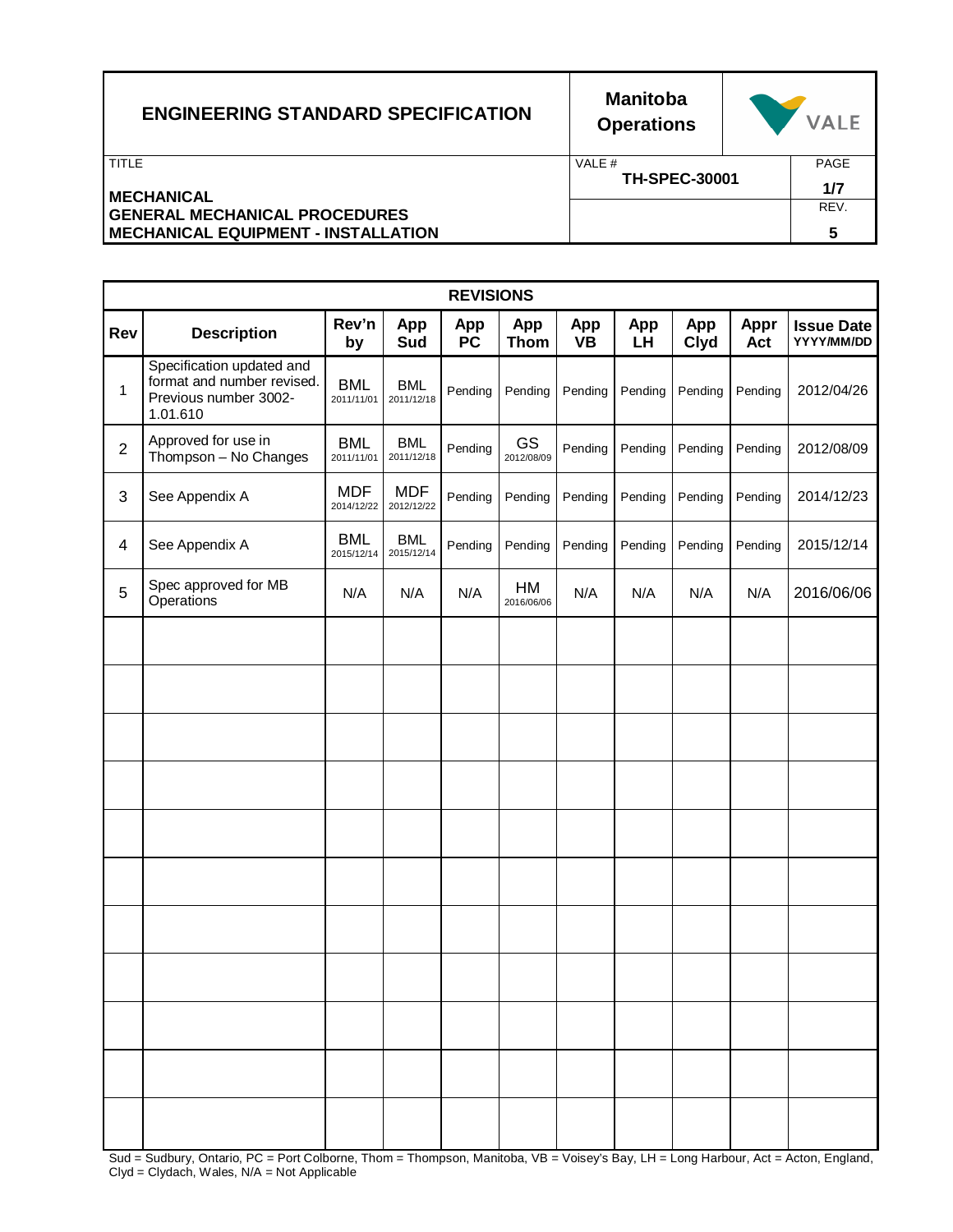| ENGINEERING STANDARD SPECIFICATION | Manitoba Operations | VALE |
|---|---|---|
| TITLE | VALE # **TH-SPEC-30001** | PAGE **1/7** |
| **MECHANICAL**<br>**GENERAL MECHANICAL PROCEDURES**<br>**MECHANICAL EQUIPMENT - INSTALLATION** | | REV. **5** |

**REVISIONS**

| Rev | Description | Rev'n by | App Sud | App PC | App Thom | App VB | App LH | App Clyd | Appr Act | Issue Date YYYY/MM/DD |
|---|---|---|---|---|---|---|---|---|---|---|
| 1 | Specification updated and format and number revised. Previous number 3002-1.01.610 | BML 2011/11/01 | BML 2011/12/18 | Pending | Pending | Pending | Pending | Pending | Pending | 2012/04/26 |
| 2 | Approved for use in Thompson – No Changes | BML 2011/11/01 | BML 2011/12/18 | Pending | GS 2012/08/09 | Pending | Pending | Pending | Pending | 2012/08/09 |
| 3 | See Appendix A | MDF 2014/12/22 | MDF 2012/12/22 | Pending | Pending | Pending | Pending | Pending | Pending | 2014/12/23 |
| 4 | See Appendix A | BML 2015/12/14 | BML 2015/12/14 | Pending | Pending | Pending | Pending | Pending | Pending | 2015/12/14 |
| 5 | Spec approved for MB Operations | N/A | N/A | N/A | HM 2016/06/06 | N/A | N/A | N/A | N/A | 2016/06/06 |
| | | | | | | | | | | |
| | | | | | | | | | | |
| | | | | | | | | | | |
| | | | | | | | | | | |
| | | | | | | | | | | |
| | | | | | | | | | | |
| | | | | | | | | | | |
| | | | | | | | | | | |
| | | | | | | | | | | |
| | | | | | | | | | | |
| | | | | | | | | | | |

Sud = Sudbury, Ontario, PC = Port Colborne, Thom = Thompson, Manitoba, VB = Voisey's Bay, LH = Long Harbour, Act = Acton, England, Clyd = Clydach, Wales, N/A = Not Applicable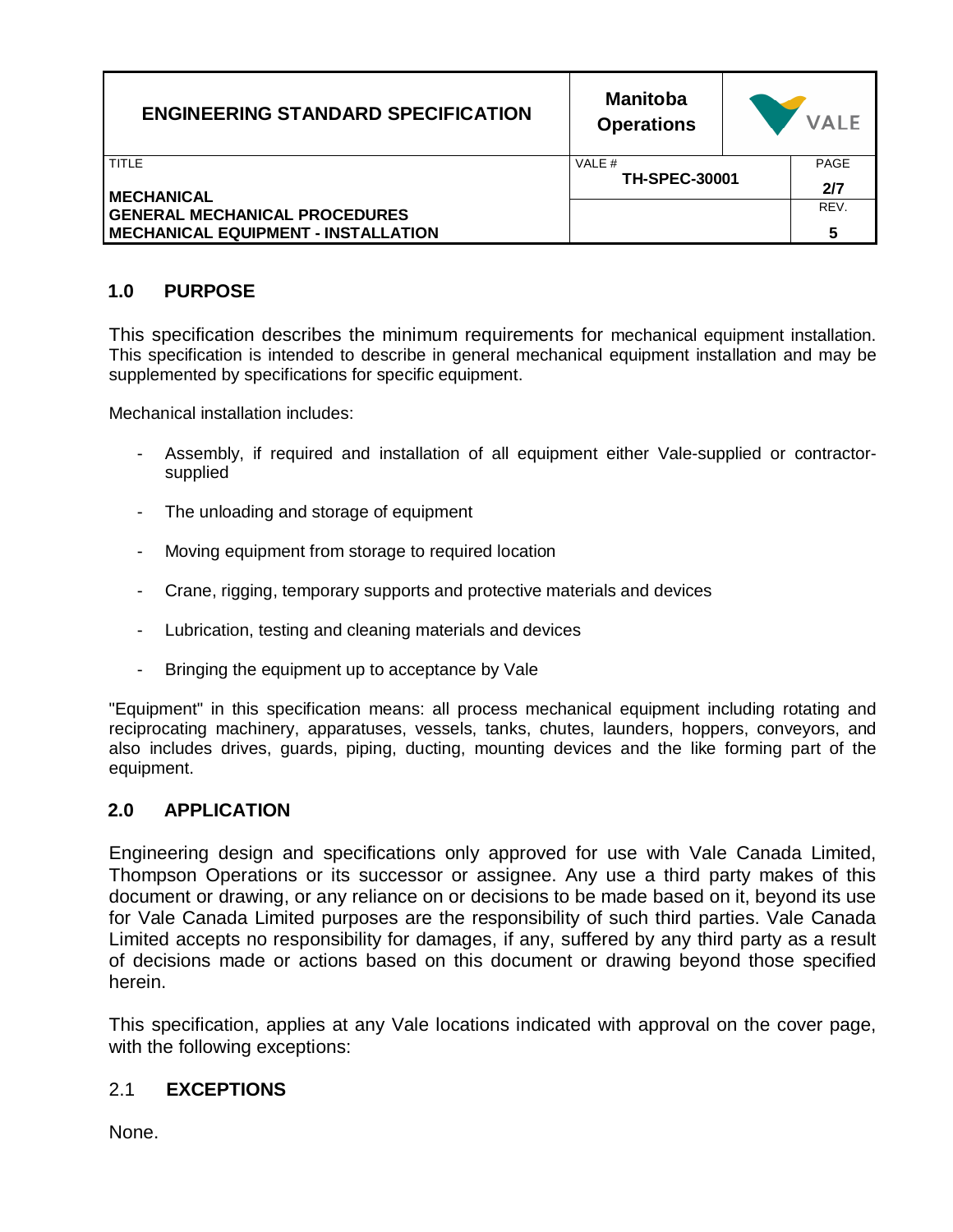## 1.0 PURPOSE

This specification describes the minimum requirements for mechanical equipment installation. This specification is intended to describe in general mechanical equipment installation and may be supplemented by specifications for specific equipment.

Mechanical installation includes:

- Assembly, if required and installation of all equipment either Vale-supplied or contractor-supplied
- The unloading and storage of equipment
- Moving equipment from storage to required location
- Crane, rigging, temporary supports and protective materials and devices
- Lubrication, testing and cleaning materials and devices
- Bringing the equipment up to acceptance by Vale

"Equipment" in this specification means: all process mechanical equipment including rotating and reciprocating machinery, apparatuses, vessels, tanks, chutes, launders, hoppers, conveyors, and also includes drives, guards, piping, ducting, mounting devices and the like forming part of the equipment.

## 2.0 APPLICATION

Engineering design and specifications only approved for use with Vale Canada Limited, Thompson Operations or its successor or assignee. Any use a third party makes of this document or drawing, or any reliance on or decisions to be made based on it, beyond its use for Vale Canada Limited purposes are the responsibility of such third parties. Vale Canada Limited accepts no responsibility for damages, if any, suffered by any third party as a result of decisions made or actions based on this document or drawing beyond those specified herein.

This specification, applies at any Vale locations indicated with approval on the cover page, with the following exceptions:

### 2.1 EXCEPTIONS

None.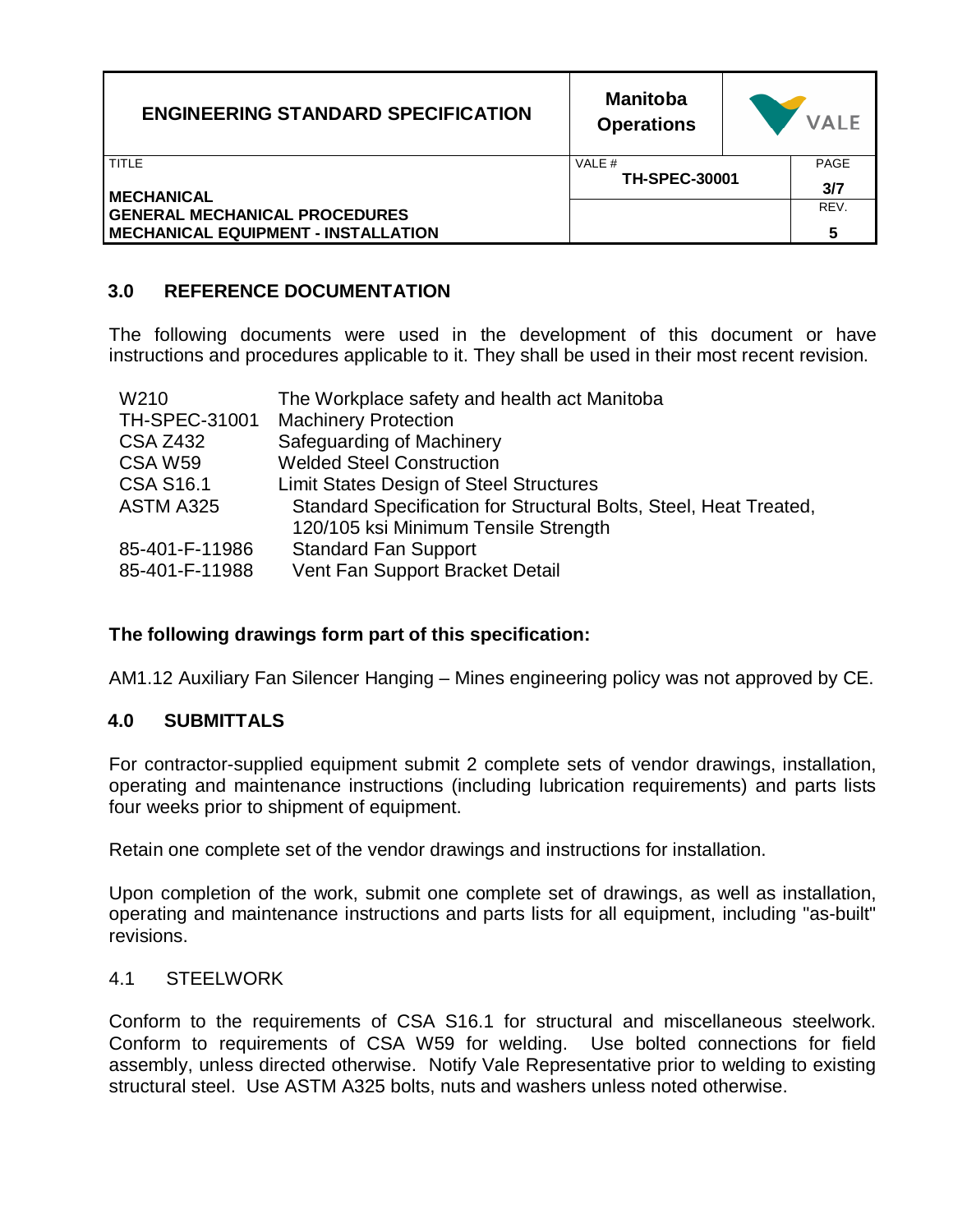## 3.0 REFERENCE DOCUMENTATION

The following documents were used in the development of this document or have instructions and procedures applicable to it. They shall be used in their most recent revision.

| | |
|---|---|
| W210 | The Workplace safety and health act Manitoba |
| TH-SPEC-31001 | Machinery Protection |
| CSA Z432 | Safeguarding of Machinery |
| CSA W59 | Welded Steel Construction |
| CSA S16.1 | Limit States Design of Steel Structures |
| ASTM A325 | Standard Specification for Structural Bolts, Steel, Heat Treated, 120/105 ksi Minimum Tensile Strength |
| 85-401-F-11986 | Standard Fan Support |
| 85-401-F-11988 | Vent Fan Support Bracket Detail |

**The following drawings form part of this specification:**

AM1.12 Auxiliary Fan Silencer Hanging – Mines engineering policy was not approved by CE.

## 4.0 SUBMITTALS

For contractor-supplied equipment submit 2 complete sets of vendor drawings, installation, operating and maintenance instructions (including lubrication requirements) and parts lists four weeks prior to shipment of equipment.

Retain one complete set of the vendor drawings and instructions for installation.

Upon completion of the work, submit one complete set of drawings, as well as installation, operating and maintenance instructions and parts lists for all equipment, including "as-built" revisions.

### 4.1 STEELWORK

Conform to the requirements of CSA S16.1 for structural and miscellaneous steelwork. Conform to requirements of CSA W59 for welding. Use bolted connections for field assembly, unless directed otherwise. Notify Vale Representative prior to welding to existing structural steel. Use ASTM A325 bolts, nuts and washers unless noted otherwise.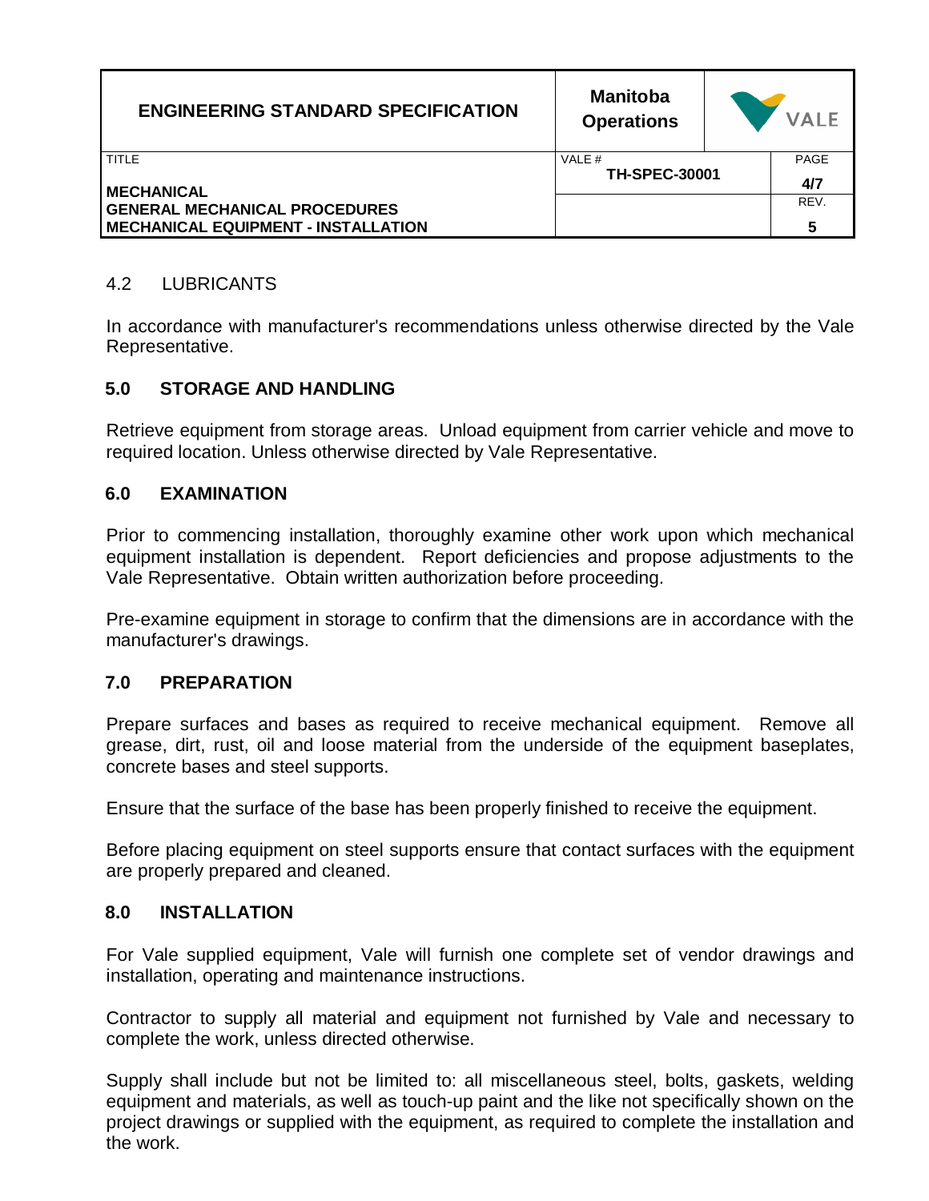### 4.2 LUBRICANTS

In accordance with manufacturer's recommendations unless otherwise directed by the Vale Representative.

## 5.0 STORAGE AND HANDLING

Retrieve equipment from storage areas. Unload equipment from carrier vehicle and move to required location. Unless otherwise directed by Vale Representative.

## 6.0 EXAMINATION

Prior to commencing installation, thoroughly examine other work upon which mechanical equipment installation is dependent. Report deficiencies and propose adjustments to the Vale Representative. Obtain written authorization before proceeding.

Pre-examine equipment in storage to confirm that the dimensions are in accordance with the manufacturer's drawings.

## 7.0 PREPARATION

Prepare surfaces and bases as required to receive mechanical equipment. Remove all grease, dirt, rust, oil and loose material from the underside of the equipment baseplates, concrete bases and steel supports.

Ensure that the surface of the base has been properly finished to receive the equipment.

Before placing equipment on steel supports ensure that contact surfaces with the equipment are properly prepared and cleaned.

## 8.0 INSTALLATION

For Vale supplied equipment, Vale will furnish one complete set of vendor drawings and installation, operating and maintenance instructions.

Contractor to supply all material and equipment not furnished by Vale and necessary to complete the work, unless directed otherwise.

Supply shall include but not be limited to: all miscellaneous steel, bolts, gaskets, welding equipment and materials, as well as touch-up paint and the like not specifically shown on the project drawings or supplied with the equipment, as required to complete the installation and the work.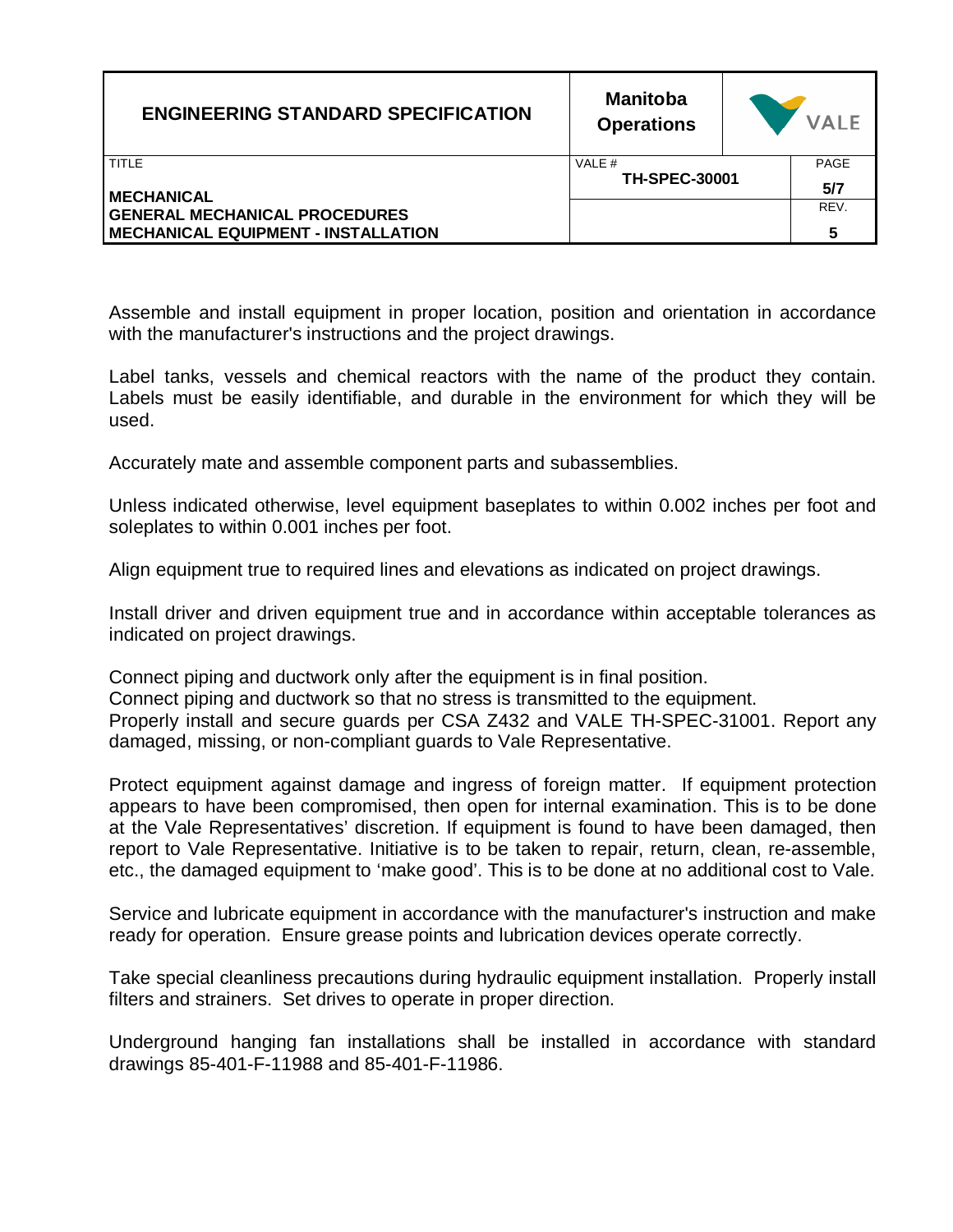Assemble and install equipment in proper location, position and orientation in accordance with the manufacturer's instructions and the project drawings.

Label tanks, vessels and chemical reactors with the name of the product they contain. Labels must be easily identifiable, and durable in the environment for which they will be used.

Accurately mate and assemble component parts and subassemblies.

Unless indicated otherwise, level equipment baseplates to within 0.002 inches per foot and soleplates to within 0.001 inches per foot.

Align equipment true to required lines and elevations as indicated on project drawings.

Install driver and driven equipment true and in accordance within acceptable tolerances as indicated on project drawings.

Connect piping and ductwork only after the equipment is in final position.
Connect piping and ductwork so that no stress is transmitted to the equipment.
Properly install and secure guards per CSA Z432 and VALE TH-SPEC-31001. Report any damaged, missing, or non-compliant guards to Vale Representative.

Protect equipment against damage and ingress of foreign matter. If equipment protection appears to have been compromised, then open for internal examination. This is to be done at the Vale Representatives' discretion. If equipment is found to have been damaged, then report to Vale Representative. Initiative is to be taken to repair, return, clean, re-assemble, etc., the damaged equipment to 'make good'. This is to be done at no additional cost to Vale.

Service and lubricate equipment in accordance with the manufacturer's instruction and make ready for operation. Ensure grease points and lubrication devices operate correctly.

Take special cleanliness precautions during hydraulic equipment installation. Properly install filters and strainers. Set drives to operate in proper direction.

Underground hanging fan installations shall be installed in accordance with standard drawings 85-401-F-11988 and 85-401-F-11986.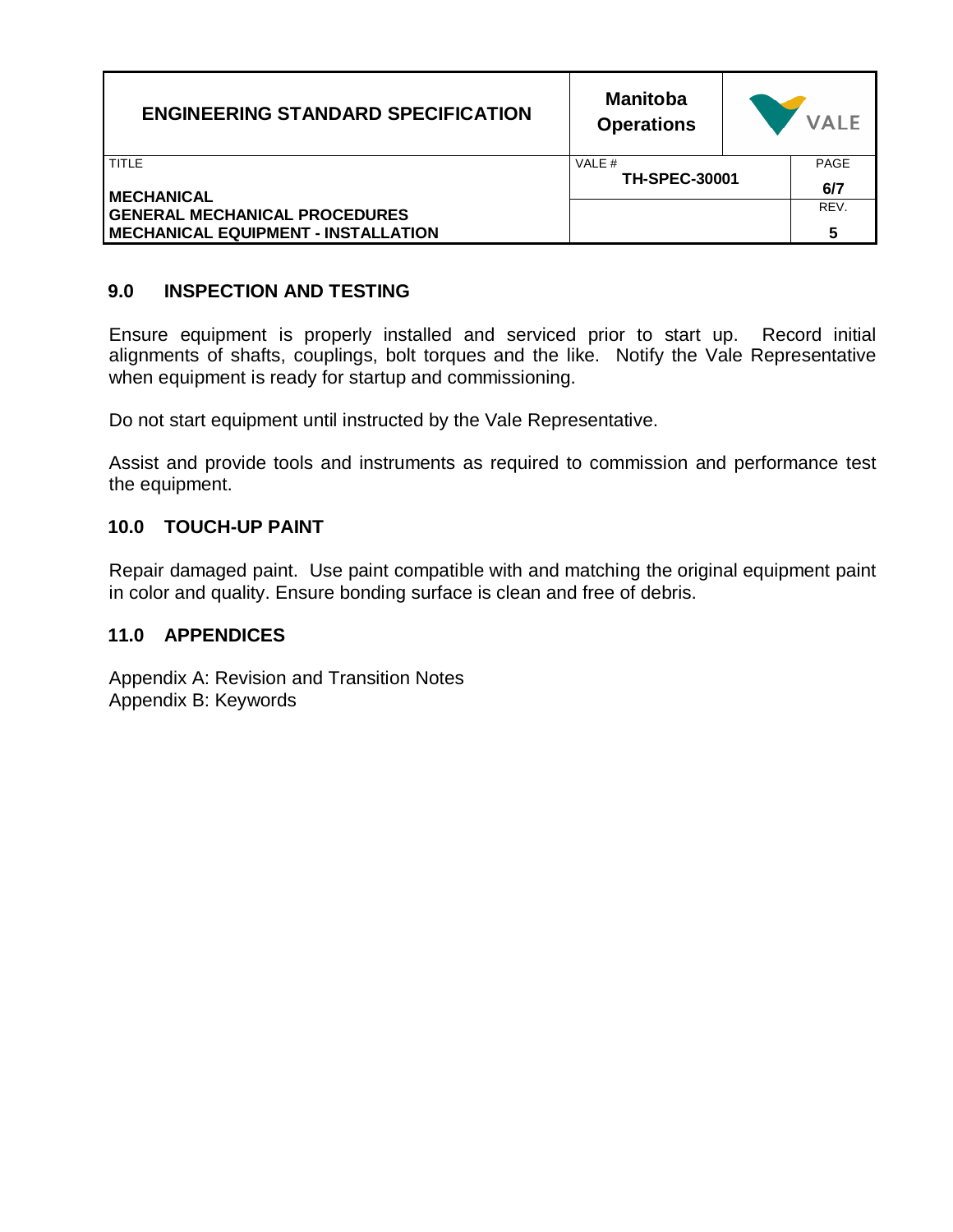## 9.0 INSPECTION AND TESTING

Ensure equipment is properly installed and serviced prior to start up. Record initial alignments of shafts, couplings, bolt torques and the like. Notify the Vale Representative when equipment is ready for startup and commissioning.

Do not start equipment until instructed by the Vale Representative.

Assist and provide tools and instruments as required to commission and performance test the equipment.

## 10.0 TOUCH-UP PAINT

Repair damaged paint. Use paint compatible with and matching the original equipment paint in color and quality. Ensure bonding surface is clean and free of debris.

## 11.0 APPENDICES

Appendix A: Revision and Transition Notes
Appendix B: Keywords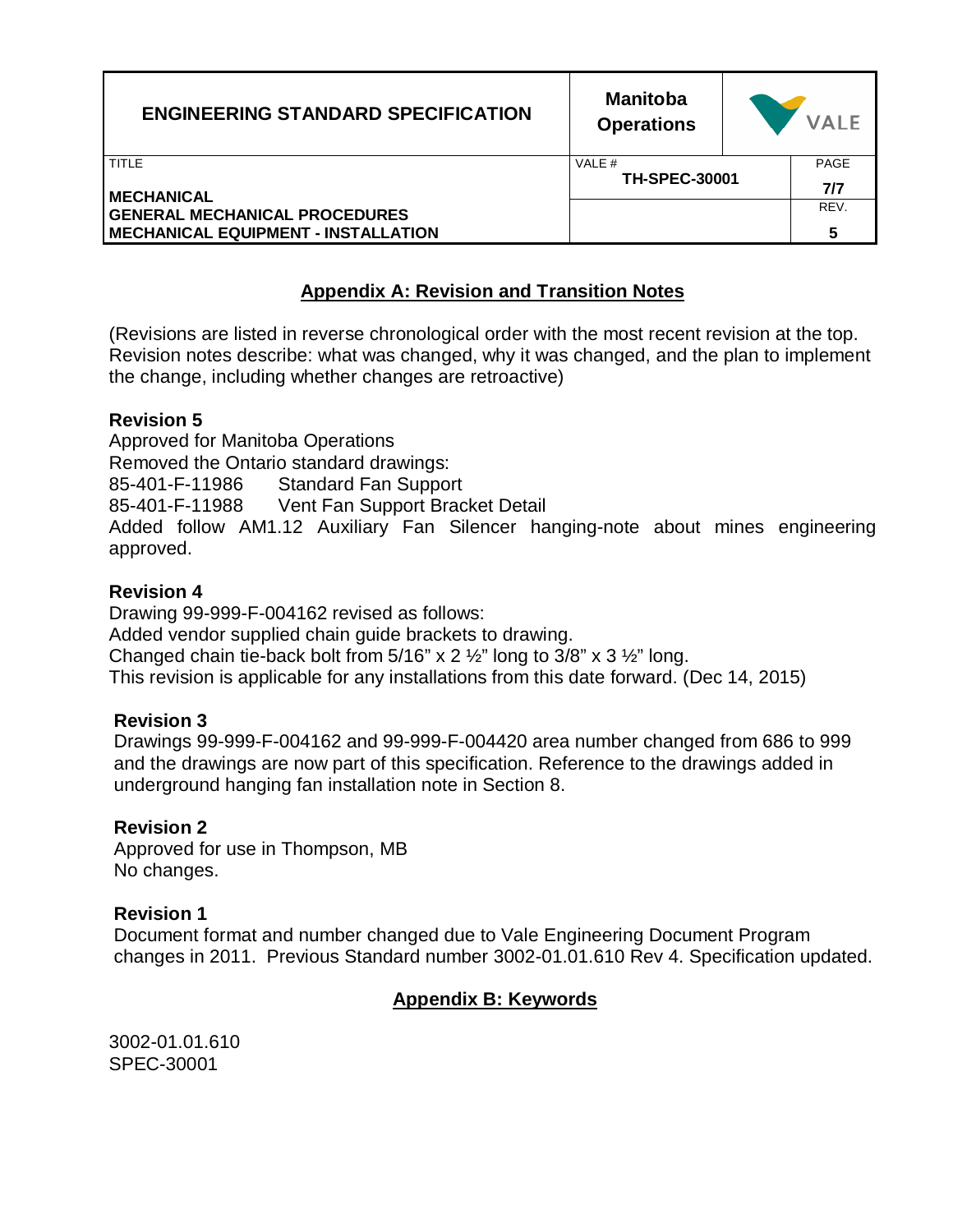## Appendix A: Revision and Transition Notes

(Revisions are listed in reverse chronological order with the most recent revision at the top. Revision notes describe: what was changed, why it was changed, and the plan to implement the change, including whether changes are retroactive)

**Revision 5**
Approved for Manitoba Operations
Removed the Ontario standard drawings:
85-401-F-11986 Standard Fan Support
85-401-F-11988 Vent Fan Support Bracket Detail
Added follow AM1.12 Auxiliary Fan Silencer hanging-note about mines engineering approved.

**Revision 4**
Drawing 99-999-F-004162 revised as follows:
Added vendor supplied chain guide brackets to drawing.
Changed chain tie-back bolt from 5/16" x 2 ½" long to 3/8" x 3 ½" long.
This revision is applicable for any installations from this date forward. (Dec 14, 2015)

**Revision 3**
Drawings 99-999-F-004162 and 99-999-F-004420 area number changed from 686 to 999 and the drawings are now part of this specification. Reference to the drawings added in underground hanging fan installation note in Section 8.

**Revision 2**
Approved for use in Thompson, MB
No changes.

**Revision 1**
Document format and number changed due to Vale Engineering Document Program changes in 2011. Previous Standard number 3002-01.01.610 Rev 4. Specification updated.

## Appendix B: Keywords

3002-01.01.610
SPEC-30001